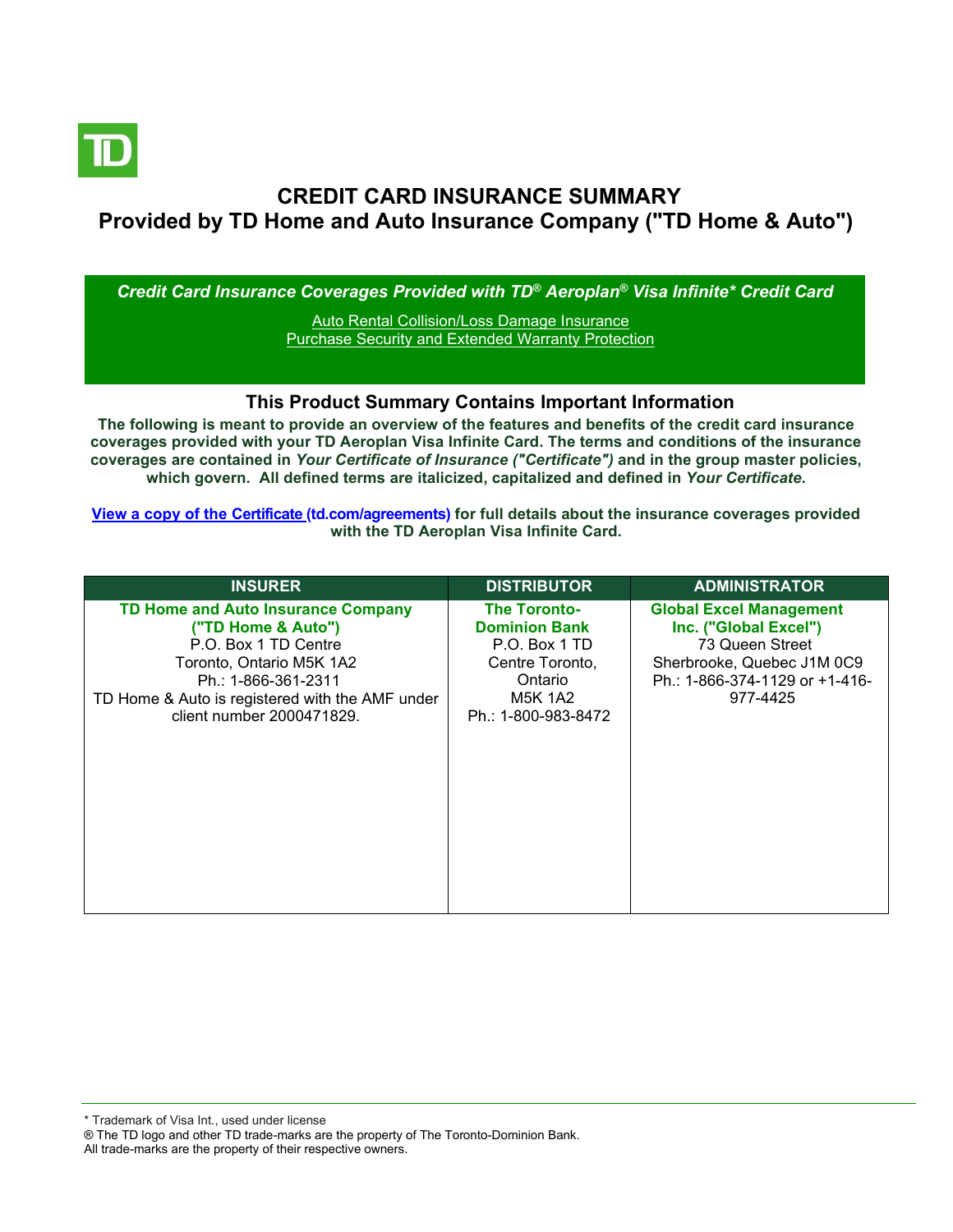# CREDIT CARD INSURANCE SUMMARY
## Provided by TD Home and Auto Insurance Company ("TD Home & Auto")

***Credit Card Insurance Coverages Provided with TD® Aeroplan® Visa Infinite* Credit Card***

Auto Rental Collision/Loss Damage Insurance
Purchase Security and Extended Warranty Protection

### This Product Summary Contains Important Information

**The following is meant to provide an overview of the features and benefits of the credit card insurance coverages provided with your TD Aeroplan Visa Infinite Card. The terms and conditions of the insurance coverages are contained in *Your Certificate of Insurance ("Certificate")* and in the group master policies, which govern. All defined terms are italicized, capitalized and defined in *Your Certificate*.**

**View a copy of the Certificate (td.com/agreements) for full details about the insurance coverages provided with the TD Aeroplan Visa Infinite Card.**

| INSURER | DISTRIBUTOR | ADMINISTRATOR |
|---|---|---|
| **TD Home and Auto Insurance Company ("TD Home & Auto")**<br>P.O. Box 1 TD Centre<br>Toronto, Ontario M5K 1A2<br>Ph.: 1-866-361-2311<br>TD Home & Auto is registered with the AMF under client number 2000471829. | **The Toronto-Dominion Bank**<br>P.O. Box 1 TD Centre Toronto, Ontario<br>M5K 1A2<br>Ph.: 1-800-983-8472 | **Global Excel Management Inc. ("Global Excel")**<br>73 Queen Street<br>Sherbrooke, Quebec J1M 0C9<br>Ph.: 1-866-374-1129 or +1-416-977-4425 |

\* Trademark of Visa Int., used under license
® The TD logo and other TD trade-marks are the property of The Toronto-Dominion Bank.
All trade-marks are the property of their respective owners.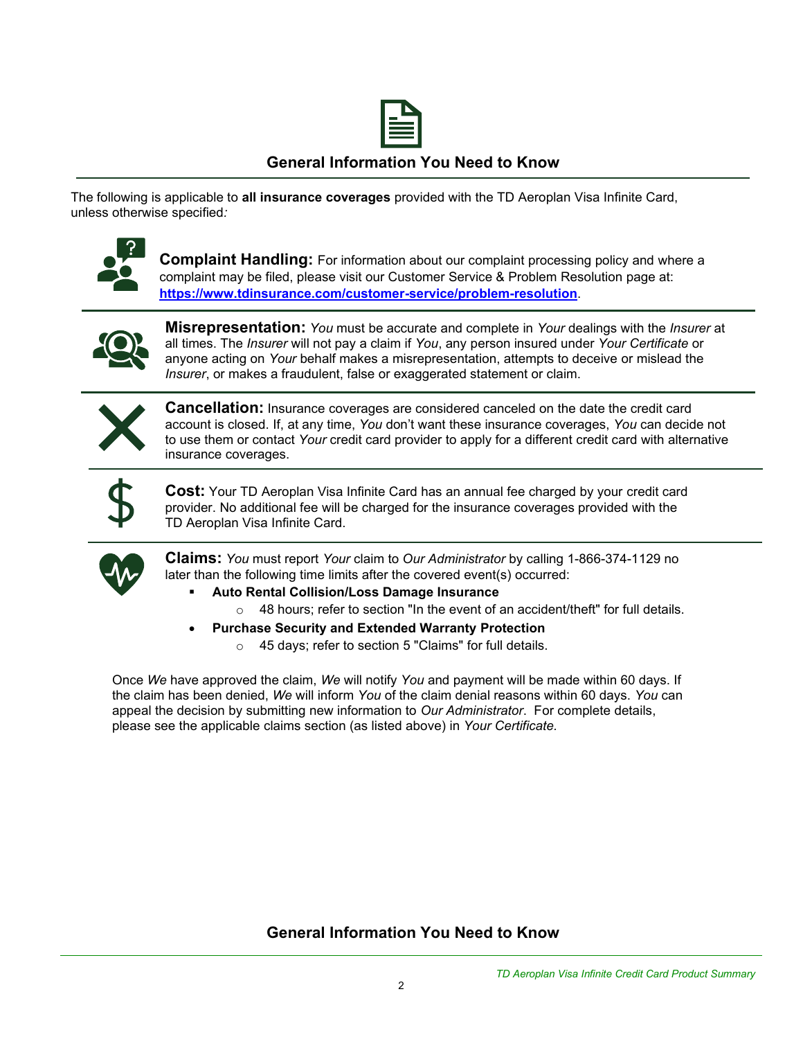## General Information You Need to Know

The following is applicable to **all insurance coverages** provided with the TD Aeroplan Visa Infinite Card, unless otherwise specified*:*

**Complaint Handling:** For information about our complaint processing policy and where a complaint may be filed, please visit our Customer Service & Problem Resolution page at: **https://www.tdinsurance.com/customer-service/problem-resolution**.

**Misrepresentation:** *You* must be accurate and complete in *Your* dealings with the *Insurer* at all times. The *Insurer* will not pay a claim if *You*, any person insured under *Your Certificate* or anyone acting on *Your* behalf makes a misrepresentation, attempts to deceive or mislead the *Insurer*, or makes a fraudulent, false or exaggerated statement or claim.

**Cancellation:** Insurance coverages are considered canceled on the date the credit card account is closed. If, at any time, *You* don't want these insurance coverages, *You* can decide not to use them or contact *Your* credit card provider to apply for a different credit card with alternative insurance coverages.

**Cost:** Your TD Aeroplan Visa Infinite Card has an annual fee charged by your credit card provider. No additional fee will be charged for the insurance coverages provided with the TD Aeroplan Visa Infinite Card.

**Claims:** *You* must report *Your* claim to *Our Administrator* by calling 1-866-374-1129 no later than the following time limits after the covered event(s) occurred:

- **Auto Rental Collision/Loss Damage Insurance**
  - 48 hours; refer to section "In the event of an accident/theft" for full details.
- **Purchase Security and Extended Warranty Protection**
  - 45 days; refer to section 5 "Claims" for full details.

Once *We* have approved the claim, *We* will notify *You* and payment will be made within 60 days. If the claim has been denied, *We* will inform *You* of the claim denial reasons within 60 days. *You* can appeal the decision by submitting new information to *Our Administrator*. For complete details, please see the applicable claims section (as listed above) in *Your Certificate.*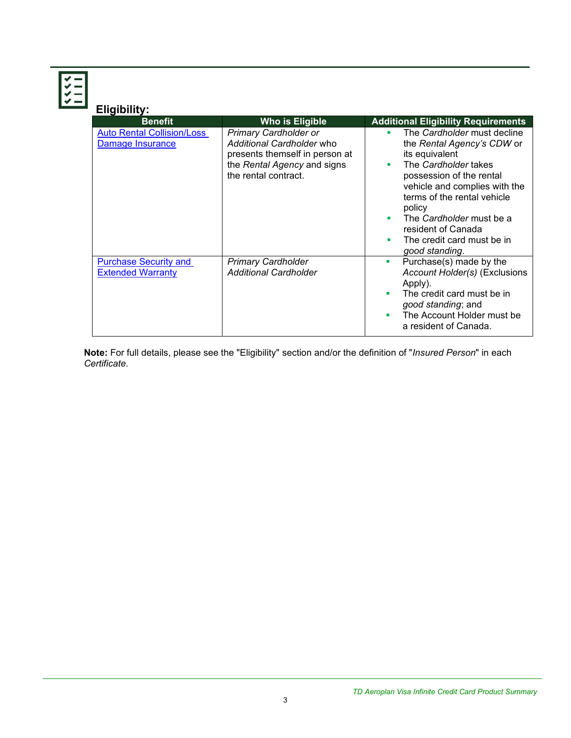## Eligibility:

| Benefit | Who is Eligible | Additional Eligibility Requirements |
|---|---|---|
| Auto Rental Collision/Loss Damage Insurance | *Primary Cardholder or Additional Cardholder* who presents themself in person at the *Rental Agency* and signs the rental contract. | ▪ The *Cardholder* must decline the *Rental Agency's CDW* or its equivalent<br>▪ The *Cardholder* takes possession of the rental vehicle and complies with the terms of the rental vehicle policy<br>▪ The *Cardholder* must be a resident of Canada<br>▪ The credit card must be in *good standing*. |
| Purchase Security and Extended Warranty | *Primary Cardholder*<br>*Additional Cardholder* | ▪ Purchase(s) made by the *Account Holder(s)* (Exclusions Apply).<br>▪ The credit card must be in *good standing*; and<br>▪ The Account Holder must be a resident of Canada. |

**Note:** For full details, please see the "Eligibility" section and/or the definition of "*Insured Person*" in each *Certificate*.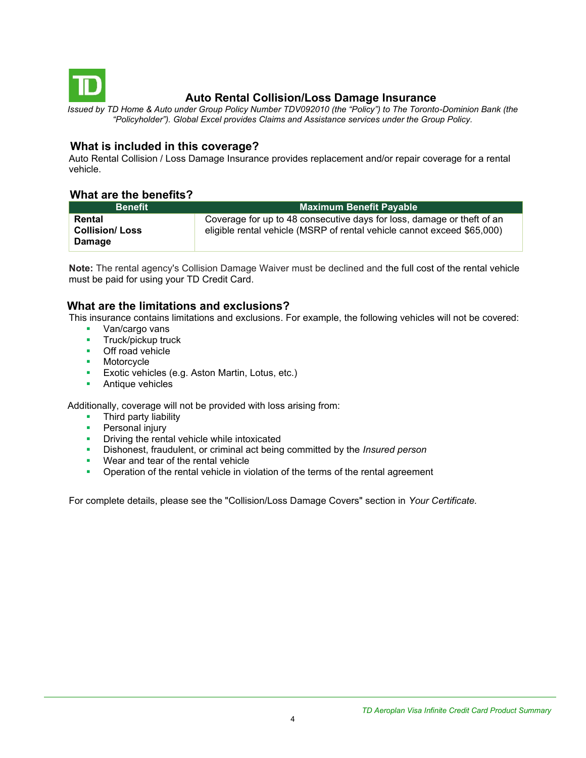# Auto Rental Collision/Loss Damage Insurance

*Issued by TD Home & Auto under Group Policy Number TDV092010 (the "Policy") to The Toronto-Dominion Bank (the "Policyholder"). Global Excel provides Claims and Assistance services under the Group Policy.*

## What is included in this coverage?

Auto Rental Collision / Loss Damage Insurance provides replacement and/or repair coverage for a rental vehicle.

## What are the benefits?

| Benefit | Maximum Benefit Payable |
|---|---|
| **Rental Collision/ Loss Damage** | Coverage for up to 48 consecutive days for loss, damage or theft of an eligible rental vehicle (MSRP of rental vehicle cannot exceed $65,000) |

**Note:** The rental agency's Collision Damage Waiver must be declined and the full cost of the rental vehicle must be paid for using your TD Credit Card.

## What are the limitations and exclusions?

This insurance contains limitations and exclusions. For example, the following vehicles will not be covered:

- Van/cargo vans
- Truck/pickup truck
- Off road vehicle
- Motorcycle
- Exotic vehicles (e.g. Aston Martin, Lotus, etc.)
- Antique vehicles

Additionally, coverage will not be provided with loss arising from:

- Third party liability
- Personal injury
- Driving the rental vehicle while intoxicated
- Dishonest, fraudulent, or criminal act being committed by the *Insured person*
- Wear and tear of the rental vehicle
- Operation of the rental vehicle in violation of the terms of the rental agreement

For complete details, please see the "Collision/Loss Damage Covers" section in *Your Certificate.*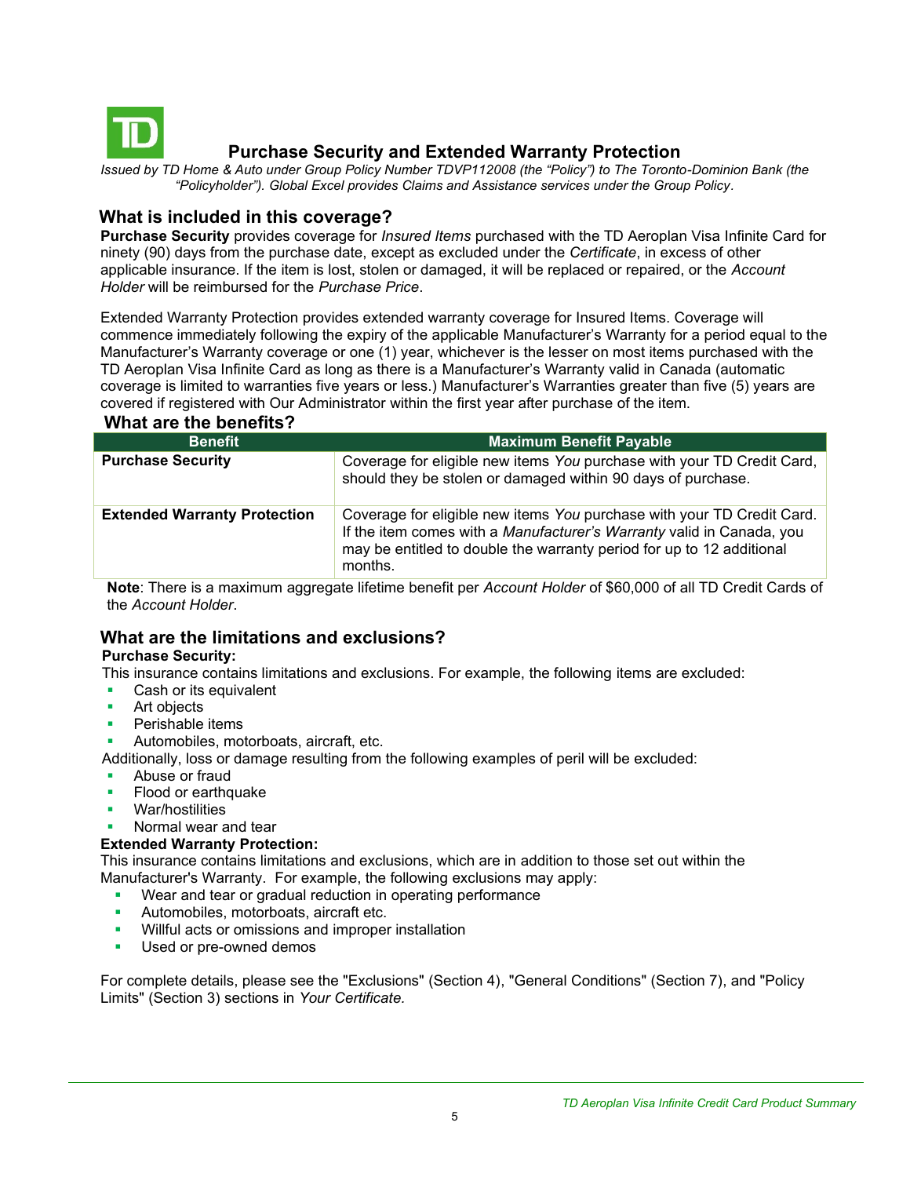# Purchase Security and Extended Warranty Protection

*Issued by TD Home & Auto under Group Policy Number TDVP112008 (the "Policy") to The Toronto-Dominion Bank (the "Policyholder"). Global Excel provides Claims and Assistance services under the Group Policy.*

## What is included in this coverage?

**Purchase Security** provides coverage for *Insured Items* purchased with the TD Aeroplan Visa Infinite Card for ninety (90) days from the purchase date, except as excluded under the *Certificate*, in excess of other applicable insurance. If the item is lost, stolen or damaged, it will be replaced or repaired, or the *Account Holder* will be reimbursed for the *Purchase Price*.

Extended Warranty Protection provides extended warranty coverage for Insured Items. Coverage will commence immediately following the expiry of the applicable Manufacturer's Warranty for a period equal to the Manufacturer's Warranty coverage or one (1) year, whichever is the lesser on most items purchased with the TD Aeroplan Visa Infinite Card as long as there is a Manufacturer's Warranty valid in Canada (automatic coverage is limited to warranties five years or less.) Manufacturer's Warranties greater than five (5) years are covered if registered with Our Administrator within the first year after purchase of the item.

## What are the benefits?

| Benefit | Maximum Benefit Payable |
| --- | --- |
| **Purchase Security** | Coverage for eligible new items *You* purchase with your TD Credit Card, should they be stolen or damaged within 90 days of purchase. |
| **Extended Warranty Protection** | Coverage for eligible new items *You* purchase with your TD Credit Card. If the item comes with a *Manufacturer's Warranty* valid in Canada, you may be entitled to double the warranty period for up to 12 additional months. |

**Note**: There is a maximum aggregate lifetime benefit per *Account Holder* of $60,000 of all TD Credit Cards of the *Account Holder*.

## What are the limitations and exclusions?

**Purchase Security:**

This insurance contains limitations and exclusions. For example, the following items are excluded:

- Cash or its equivalent
- Art objects
- Perishable items
- Automobiles, motorboats, aircraft, etc.

Additionally, loss or damage resulting from the following examples of peril will be excluded:

- Abuse or fraud
- Flood or earthquake
- War/hostilities
- Normal wear and tear

**Extended Warranty Protection:**

This insurance contains limitations and exclusions, which are in addition to those set out within the Manufacturer's Warranty. For example, the following exclusions may apply:

- Wear and tear or gradual reduction in operating performance
- Automobiles, motorboats, aircraft etc.
- Willful acts or omissions and improper installation
- Used or pre-owned demos

For complete details, please see the "Exclusions" (Section 4), "General Conditions" (Section 7), and "Policy Limits" (Section 3) sections in *Your Certificate.*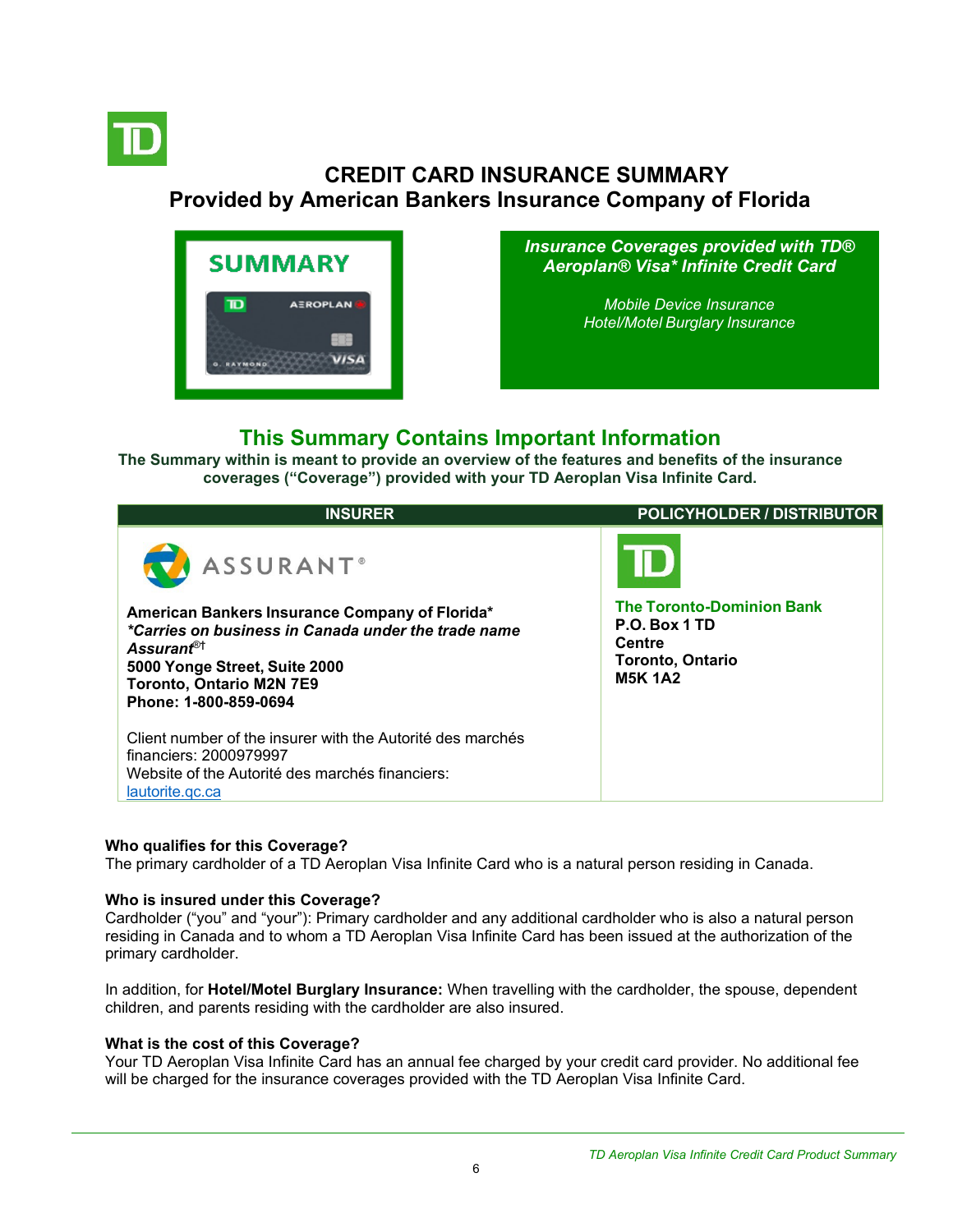# CREDIT CARD INSURANCE SUMMARY
## Provided by American Bankers Insurance Company of Florida

SUMMARY

***Insurance Coverages provided with TD® Aeroplan® Visa* Infinite Credit Card***

*Mobile Device Insurance*
*Hotel/Motel Burglary Insurance*

## This Summary Contains Important Information

**The Summary within is meant to provide an overview of the features and benefits of the insurance coverages ("Coverage") provided with your TD Aeroplan Visa Infinite Card.**

| INSURER | POLICYHOLDER / DISTRIBUTOR |
|---|---|
| ASSURANT® <br><br> **American Bankers Insurance Company of Florida*** <br> ***\*Carries on business in Canada under the trade name Assurant®†*** <br> **5000 Yonge Street, Suite 2000** <br> **Toronto, Ontario M2N 7E9** <br> **Phone: 1-800-859-0694** <br><br> Client number of the insurer with the Autorité des marchés financiers: 2000979997 <br> Website of the Autorité des marchés financiers: lautorite.qc.ca | **The Toronto-Dominion Bank** <br> **P.O. Box 1 TD Centre** <br> **Toronto, Ontario** <br> **M5K 1A2** |

**Who qualifies for this Coverage?**
The primary cardholder of a TD Aeroplan Visa Infinite Card who is a natural person residing in Canada.

**Who is insured under this Coverage?**
Cardholder ("you" and "your"): Primary cardholder and any additional cardholder who is also a natural person residing in Canada and to whom a TD Aeroplan Visa Infinite Card has been issued at the authorization of the primary cardholder.

In addition, for **Hotel/Motel Burglary Insurance:** When travelling with the cardholder, the spouse, dependent children, and parents residing with the cardholder are also insured.

**What is the cost of this Coverage?**
Your TD Aeroplan Visa Infinite Card has an annual fee charged by your credit card provider. No additional fee will be charged for the insurance coverages provided with the TD Aeroplan Visa Infinite Card.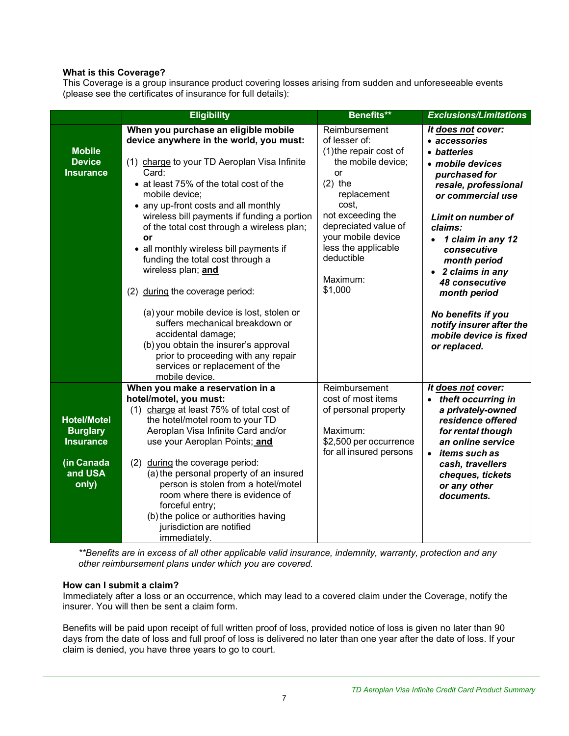**What is this Coverage?**
This Coverage is a group insurance product covering losses arising from sudden and unforeseeable events (please see the certificates of insurance for full details):

| | Eligibility | Benefits** | *Exclusions/Limitations* |
|---|---|---|---|
| **Mobile Device Insurance** | **When you purchase an eligible mobile device anywhere in the world, you must:**<br><br>(1) <u>charge</u> to your TD Aeroplan Visa Infinite Card:<br>• at least 75% of the total cost of the mobile device;<br>• any up-front costs and all monthly wireless bill payments if funding a portion of the total cost through a wireless plan; **or**<br>• all monthly wireless bill payments if funding the total cost through a wireless plan; **<u>and</u>**<br><br>(2) <u>during</u> the coverage period:<br><br>(a) your mobile device is lost, stolen or suffers mechanical breakdown or accidental damage;<br>(b) you obtain the insurer's approval prior to proceeding with any repair services or replacement of the mobile device. | Reimbursement of lesser of:<br>(1) the repair cost of the mobile device; or<br>(2) the replacement cost,<br>not exceeding the depreciated value of your mobile device less the applicable deductible<br><br>Maximum: $1,000 | ***It <u>does not</u> cover:***<br>• ***accessories***<br>• ***batteries***<br>• ***mobile devices purchased for resale, professional or commercial use***<br><br>***Limit on number of claims:***<br>• ***1 claim in any 12 consecutive month period***<br>• ***2 claims in any 48 consecutive month period***<br><br>***No benefits if you notify insurer after the mobile device is fixed or replaced.*** |
| **Hotel/Motel Burglary Insurance**<br><br>**(in Canada and USA only)** | **When you make a reservation in a hotel/motel, you must:**<br>(1) <u>charge</u> at least 75% of total cost of the hotel/motel room to your TD Aeroplan Visa Infinite Card and/or use your Aeroplan Points; **<u>and</u>**<br><br>(2) <u>during</u> the coverage period:<br>(a) the personal property of an insured person is stolen from a hotel/motel room where there is evidence of forceful entry;<br>(b) the police or authorities having jurisdiction are notified immediately. | Reimbursement cost of most items of personal property<br><br>Maximum: $2,500 per occurrence for all insured persons | ***It <u>does not</u> cover:***<br>• ***theft occurring in a privately-owned residence offered for rental though an online service***<br>• ***items such as cash, travellers cheques, tickets or any other documents.*** |

*\*\*Benefits are in excess of all other applicable valid insurance, indemnity, warranty, protection and any other reimbursement plans under which you are covered.*

**How can I submit a claim?**
Immediately after a loss or an occurrence, which may lead to a covered claim under the Coverage, notify the insurer. You will then be sent a claim form.

Benefits will be paid upon receipt of full written proof of loss, provided notice of loss is given no later than 90 days from the date of loss and full proof of loss is delivered no later than one year after the date of loss. If your claim is denied, you have three years to go to court.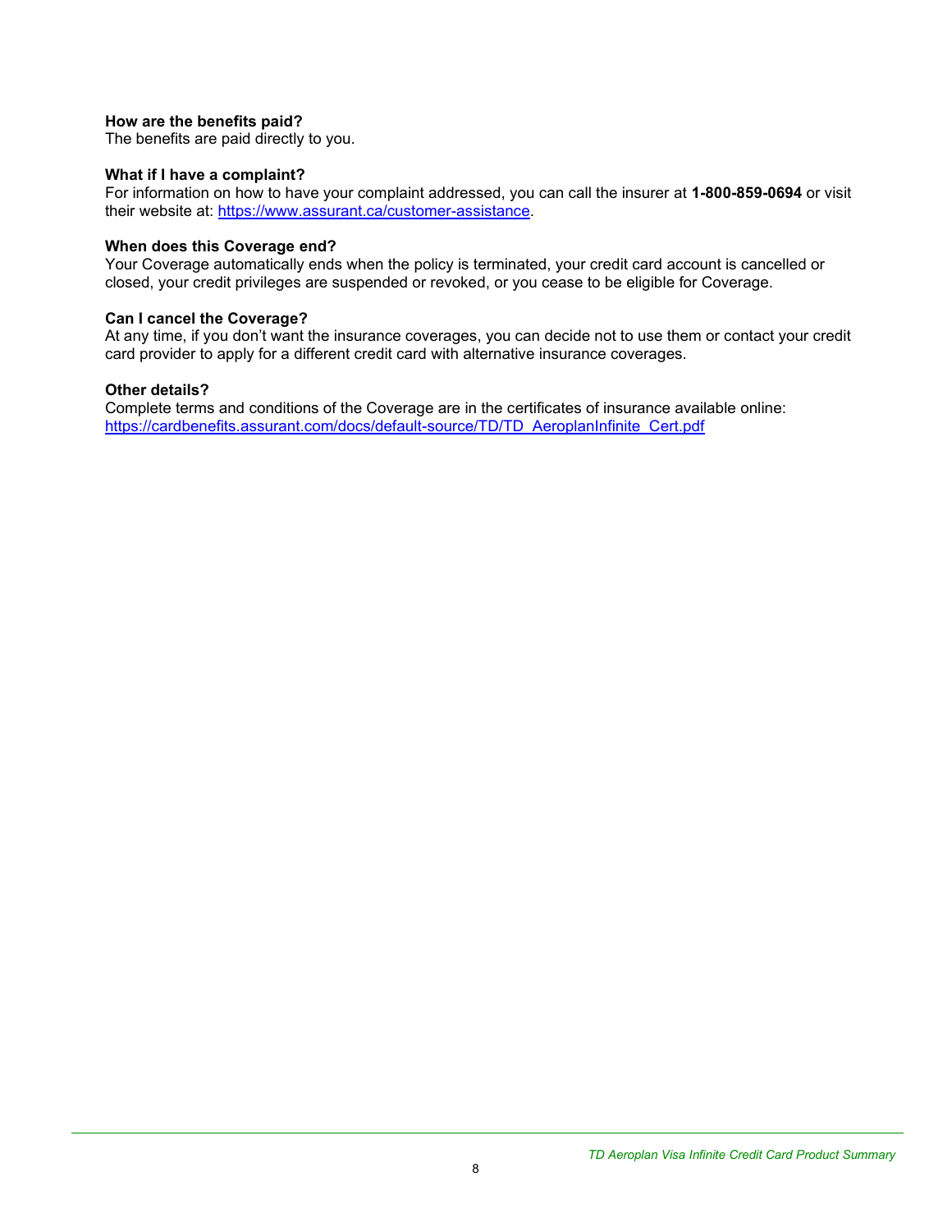**How are the benefits paid?**
The benefits are paid directly to you.

**What if I have a complaint?**
For information on how to have your complaint addressed, you can call the insurer at **1-800-859-0694** or visit their website at: https://www.assurant.ca/customer-assistance.

**When does this Coverage end?**
Your Coverage automatically ends when the policy is terminated, your credit card account is cancelled or closed, your credit privileges are suspended or revoked, or you cease to be eligible for Coverage.

**Can I cancel the Coverage?**
At any time, if you don't want the insurance coverages, you can decide not to use them or contact your credit card provider to apply for a different credit card with alternative insurance coverages.

**Other details?**
Complete terms and conditions of the Coverage are in the certificates of insurance available online: https://cardbenefits.assurant.com/docs/default-source/TD/TD_AeroplanInfinite_Cert.pdf